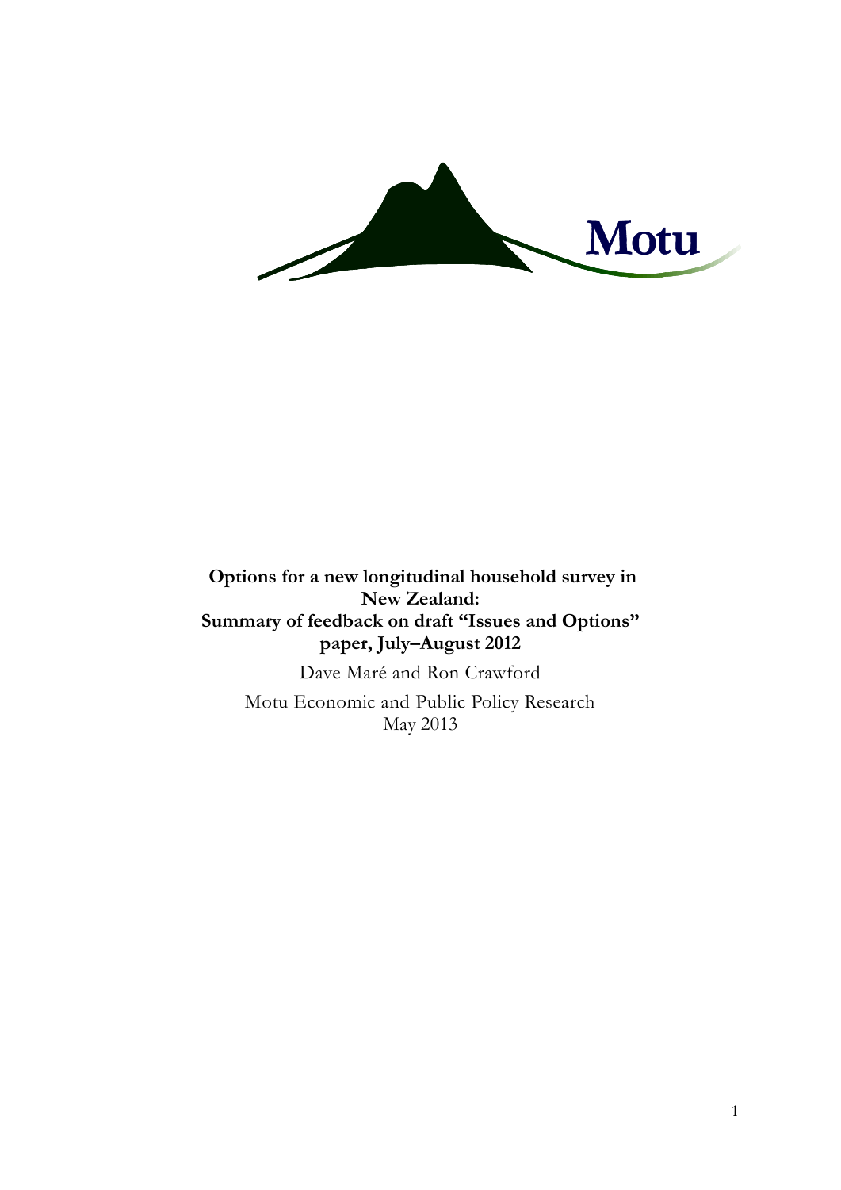Motu

**Options for a new longitudinal household survey in New Zealand:**
**Summary of feedback on draft "Issues and Options" paper, July–August 2012**

Dave Maré and Ron Crawford

Motu Economic and Public Policy Research
May 2013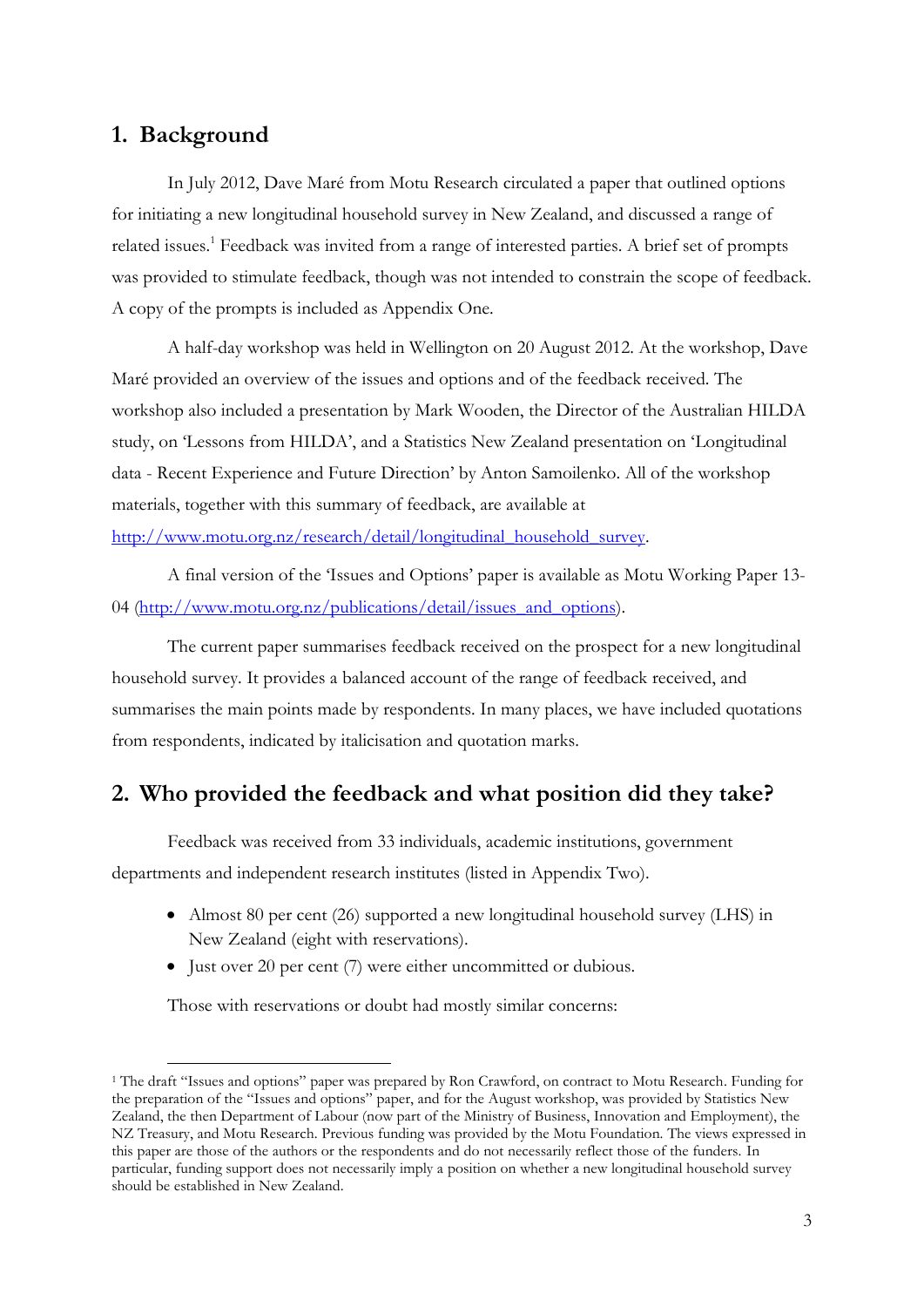## 1. Background

In July 2012, Dave Maré from Motu Research circulated a paper that outlined options for initiating a new longitudinal household survey in New Zealand, and discussed a range of related issues.[1] Feedback was invited from a range of interested parties. A brief set of prompts was provided to stimulate feedback, though was not intended to constrain the scope of feedback. A copy of the prompts is included as Appendix One.

A half-day workshop was held in Wellington on 20 August 2012. At the workshop, Dave Maré provided an overview of the issues and options and of the feedback received. The workshop also included a presentation by Mark Wooden, the Director of the Australian HILDA study, on 'Lessons from HILDA', and a Statistics New Zealand presentation on 'Longitudinal data - Recent Experience and Future Direction' by Anton Samoilenko. All of the workshop materials, together with this summary of feedback, are available at http://www.motu.org.nz/research/detail/longitudinal_household_survey.

A final version of the 'Issues and Options' paper is available as Motu Working Paper 13-04 (http://www.motu.org.nz/publications/detail/issues_and_options).

The current paper summarises feedback received on the prospect for a new longitudinal household survey. It provides a balanced account of the range of feedback received, and summarises the main points made by respondents. In many places, we have included quotations from respondents, indicated by italicisation and quotation marks.

## 2. Who provided the feedback and what position did they take?

Feedback was received from 33 individuals, academic institutions, government departments and independent research institutes (listed in Appendix Two).

- Almost 80 per cent (26) supported a new longitudinal household survey (LHS) in New Zealand (eight with reservations).
- Just over 20 per cent (7) were either uncommitted or dubious.

Those with reservations or doubt had mostly similar concerns:

[1] The draft "Issues and options" paper was prepared by Ron Crawford, on contract to Motu Research. Funding for the preparation of the "Issues and options" paper, and for the August workshop, was provided by Statistics New Zealand, the then Department of Labour (now part of the Ministry of Business, Innovation and Employment), the NZ Treasury, and Motu Research. Previous funding was provided by the Motu Foundation. The views expressed in this paper are those of the authors or the respondents and do not necessarily reflect those of the funders. In particular, funding support does not necessarily imply a position on whether a new longitudinal household survey should be established in New Zealand.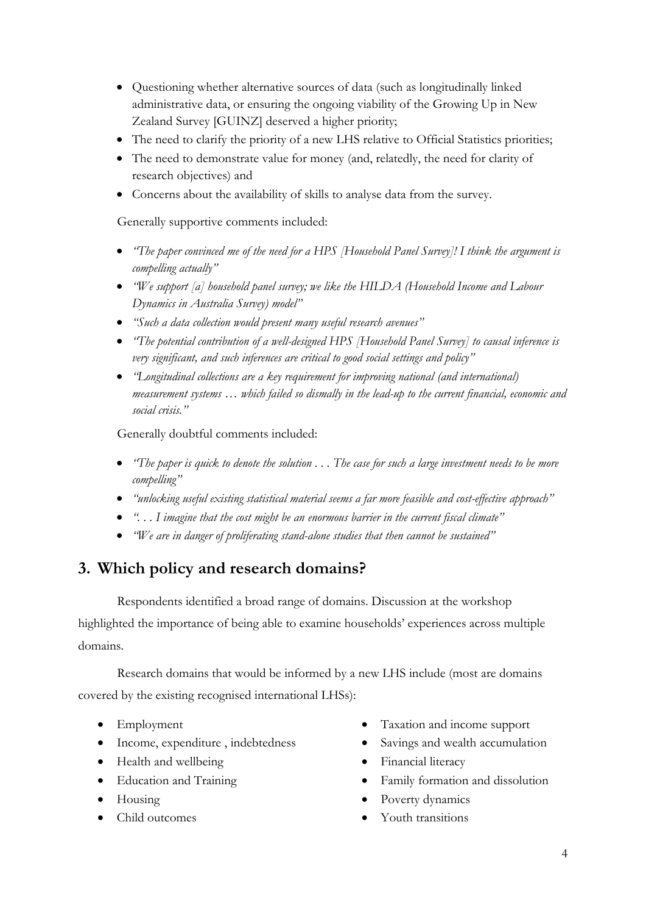- Questioning whether alternative sources of data (such as longitudinally linked administrative data, or ensuring the ongoing viability of the Growing Up in New Zealand Survey [GUINZ] deserved a higher priority;
- The need to clarify the priority of a new LHS relative to Official Statistics priorities;
- The need to demonstrate value for money (and, relatedly, the need for clarity of research objectives) and
- Concerns about the availability of skills to analyse data from the survey.

Generally supportive comments included:

- *"The paper convinced me of the need for a HPS [Household Panel Survey]! I think the argument is compelling actually"*
- *"We support [a] household panel survey; we like the HILDA (Household Income and Labour Dynamics in Australia Survey) model"*
- *"Such a data collection would present many useful research avenues"*
- *"The potential contribution of a well-designed HPS [Household Panel Survey] to causal inference is very significant, and such inferences are critical to good social settings and policy"*
- *"Longitudinal collections are a key requirement for improving national (and international) measurement systems … which failed so dismally in the lead-up to the current financial, economic and social crisis."*

Generally doubtful comments included:

- *"The paper is quick to denote the solution . . . The case for such a large investment needs to be more compelling"*
- *"unlocking useful existing statistical material seems a far more feasible and cost-effective approach"*
- *". . . I imagine that the cost might be an enormous barrier in the current fiscal climate"*
- *"We are in danger of proliferating stand-alone studies that then cannot be sustained"*

## 3. Which policy and research domains?

Respondents identified a broad range of domains. Discussion at the workshop highlighted the importance of being able to examine households' experiences across multiple domains.

Research domains that would be informed by a new LHS include (most are domains covered by the existing recognised international LHSs):

- Employment
- Income, expenditure , indebtedness
- Health and wellbeing
- Education and Training
- Housing
- Child outcomes
- Taxation and income support
- Savings and wealth accumulation
- Financial literacy
- Family formation and dissolution
- Poverty dynamics
- Youth transitions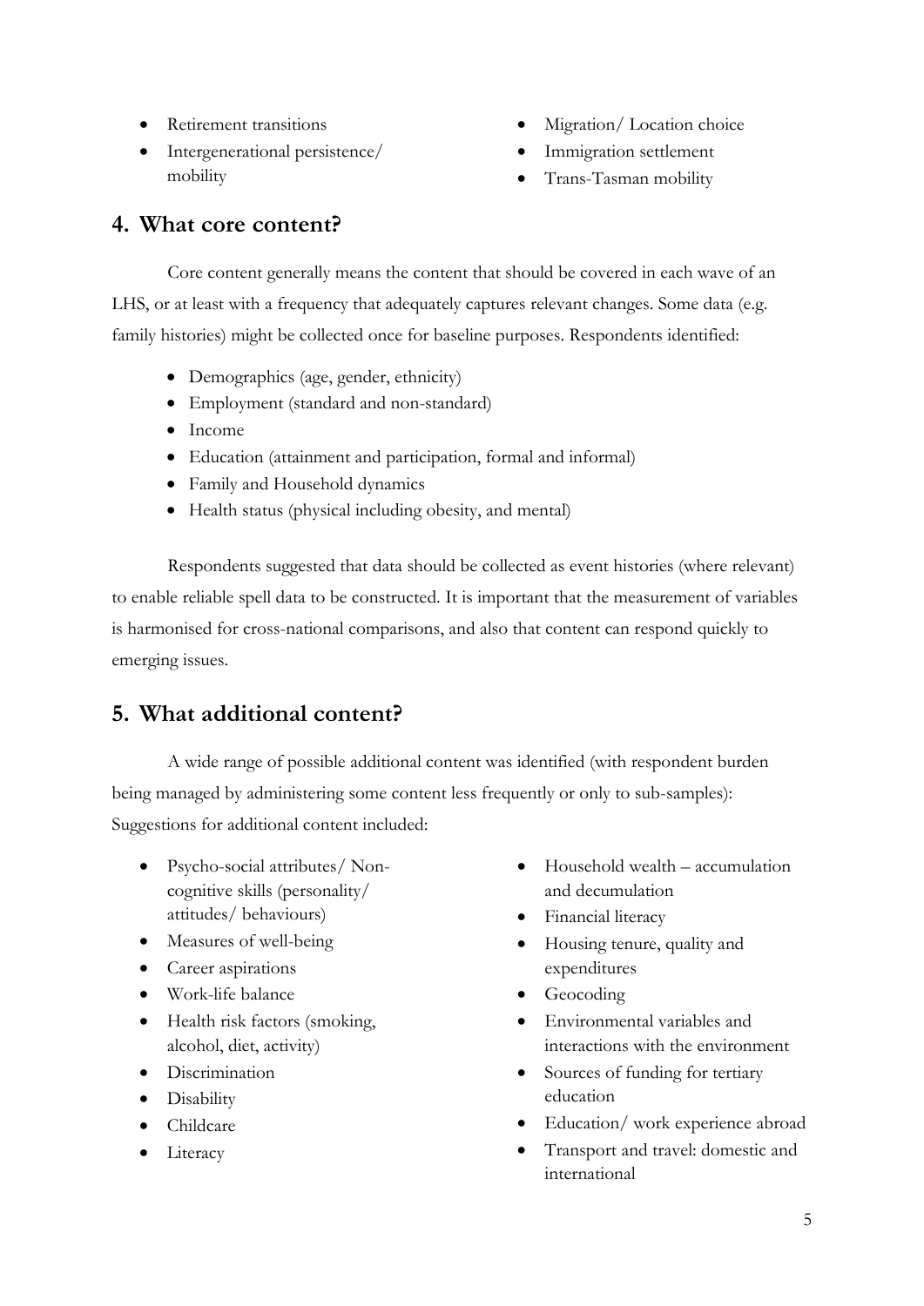- Retirement transitions
- Intergenerational persistence/ mobility
- Migration/ Location choice
- Immigration settlement
- Trans-Tasman mobility

## 4. What core content?

Core content generally means the content that should be covered in each wave of an LHS, or at least with a frequency that adequately captures relevant changes. Some data (e.g. family histories) might be collected once for baseline purposes. Respondents identified:

- Demographics (age, gender, ethnicity)
- Employment (standard and non-standard)
- Income
- Education (attainment and participation, formal and informal)
- Family and Household dynamics
- Health status (physical including obesity, and mental)

Respondents suggested that data should be collected as event histories (where relevant) to enable reliable spell data to be constructed. It is important that the measurement of variables is harmonised for cross-national comparisons, and also that content can respond quickly to emerging issues.

## 5. What additional content?

A wide range of possible additional content was identified (with respondent burden being managed by administering some content less frequently or only to sub-samples): Suggestions for additional content included:

- Psycho-social attributes/ Non-cognitive skills (personality/ attitudes/ behaviours)
- Measures of well-being
- Career aspirations
- Work-life balance
- Health risk factors (smoking, alcohol, diet, activity)
- Discrimination
- Disability
- Childcare
- Literacy
- Household wealth – accumulation and decumulation
- Financial literacy
- Housing tenure, quality and expenditures
- Geocoding
- Environmental variables and interactions with the environment
- Sources of funding for tertiary education
- Education/ work experience abroad
- Transport and travel: domestic and international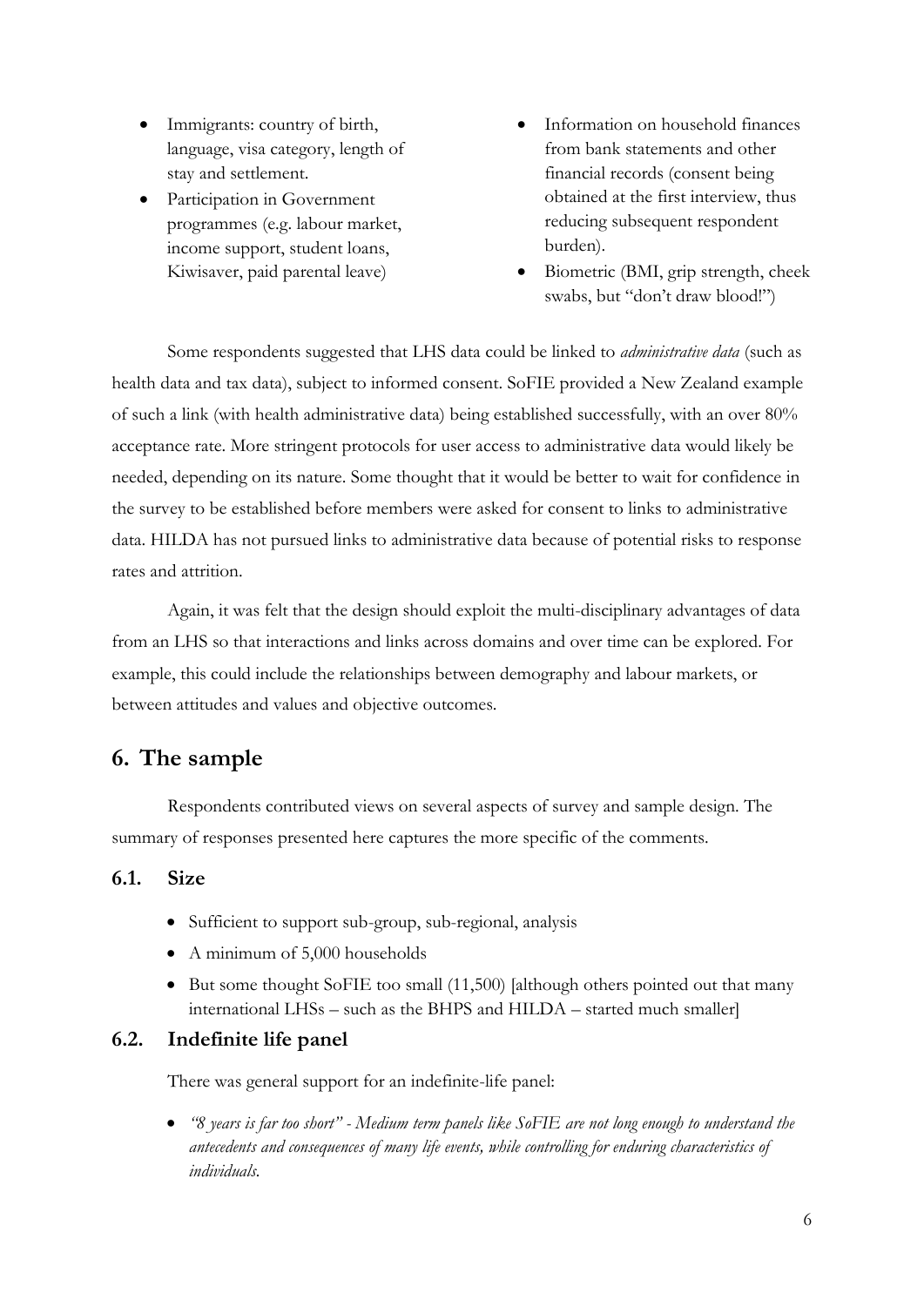- Immigrants: country of birth, language, visa category, length of stay and settlement.
- Participation in Government programmes (e.g. labour market, income support, student loans, Kiwisaver, paid parental leave)
- Information on household finances from bank statements and other financial records (consent being obtained at the first interview, thus reducing subsequent respondent burden).
- Biometric (BMI, grip strength, cheek swabs, but "don't draw blood!")

Some respondents suggested that LHS data could be linked to *administrative data* (such as health data and tax data), subject to informed consent. SoFIE provided a New Zealand example of such a link (with health administrative data) being established successfully, with an over 80% acceptance rate. More stringent protocols for user access to administrative data would likely be needed, depending on its nature. Some thought that it would be better to wait for confidence in the survey to be established before members were asked for consent to links to administrative data. HILDA has not pursued links to administrative data because of potential risks to response rates and attrition.

Again, it was felt that the design should exploit the multi-disciplinary advantages of data from an LHS so that interactions and links across domains and over time can be explored. For example, this could include the relationships between demography and labour markets, or between attitudes and values and objective outcomes.

## 6. The sample

Respondents contributed views on several aspects of survey and sample design. The summary of responses presented here captures the more specific of the comments.

### 6.1. Size

- Sufficient to support sub-group, sub-regional, analysis
- A minimum of 5,000 households
- But some thought SoFIE too small (11,500) [although others pointed out that many international LHSs – such as the BHPS and HILDA – started much smaller]

### 6.2. Indefinite life panel

There was general support for an indefinite-life panel:

- *"8 years is far too short" - Medium term panels like SoFIE are not long enough to understand the antecedents and consequences of many life events, while controlling for enduring characteristics of individuals.*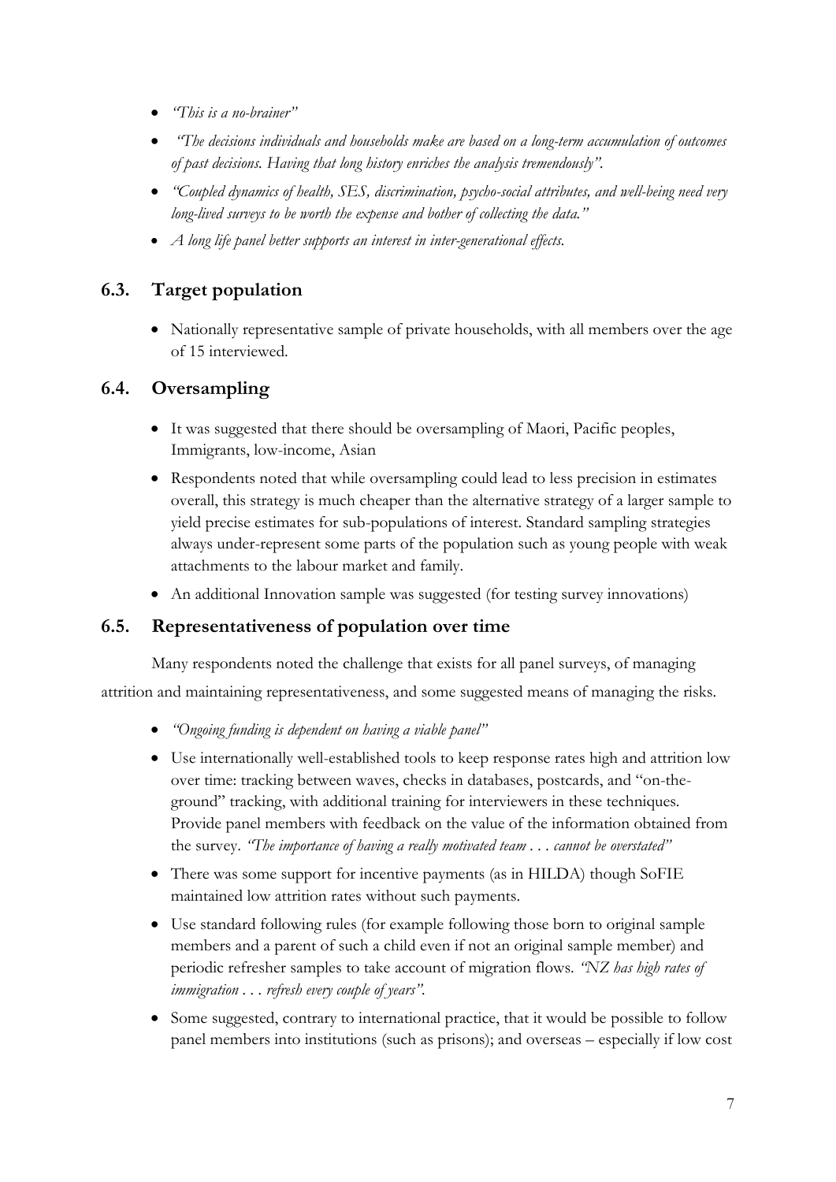- *"This is a no-brainer"*
- *"The decisions individuals and households make are based on a long-term accumulation of outcomes of past decisions. Having that long history enriches the analysis tremendously".*
- *"Coupled dynamics of health, SES, discrimination, psycho-social attributes, and well-being need very long-lived surveys to be worth the expense and bother of collecting the data."*
- *A long life panel better supports an interest in inter-generational effects.*

## 6.3. Target population

- Nationally representative sample of private households, with all members over the age of 15 interviewed.

## 6.4. Oversampling

- It was suggested that there should be oversampling of Maori, Pacific peoples, Immigrants, low-income, Asian
- Respondents noted that while oversampling could lead to less precision in estimates overall, this strategy is much cheaper than the alternative strategy of a larger sample to yield precise estimates for sub-populations of interest. Standard sampling strategies always under-represent some parts of the population such as young people with weak attachments to the labour market and family.
- An additional Innovation sample was suggested (for testing survey innovations)

## 6.5. Representativeness of population over time

Many respondents noted the challenge that exists for all panel surveys, of managing attrition and maintaining representativeness, and some suggested means of managing the risks.

- *"Ongoing funding is dependent on having a viable panel"*
- Use internationally well-established tools to keep response rates high and attrition low over time: tracking between waves, checks in databases, postcards, and "on-the-ground" tracking, with additional training for interviewers in these techniques. Provide panel members with feedback on the value of the information obtained from the survey. *"The importance of having a really motivated team . . . cannot be overstated"*
- There was some support for incentive payments (as in HILDA) though SoFIE maintained low attrition rates without such payments.
- Use standard following rules (for example following those born to original sample members and a parent of such a child even if not an original sample member) and periodic refresher samples to take account of migration flows. *"NZ has high rates of immigration . . . refresh every couple of years".*
- Some suggested, contrary to international practice, that it would be possible to follow panel members into institutions (such as prisons); and overseas – especially if low cost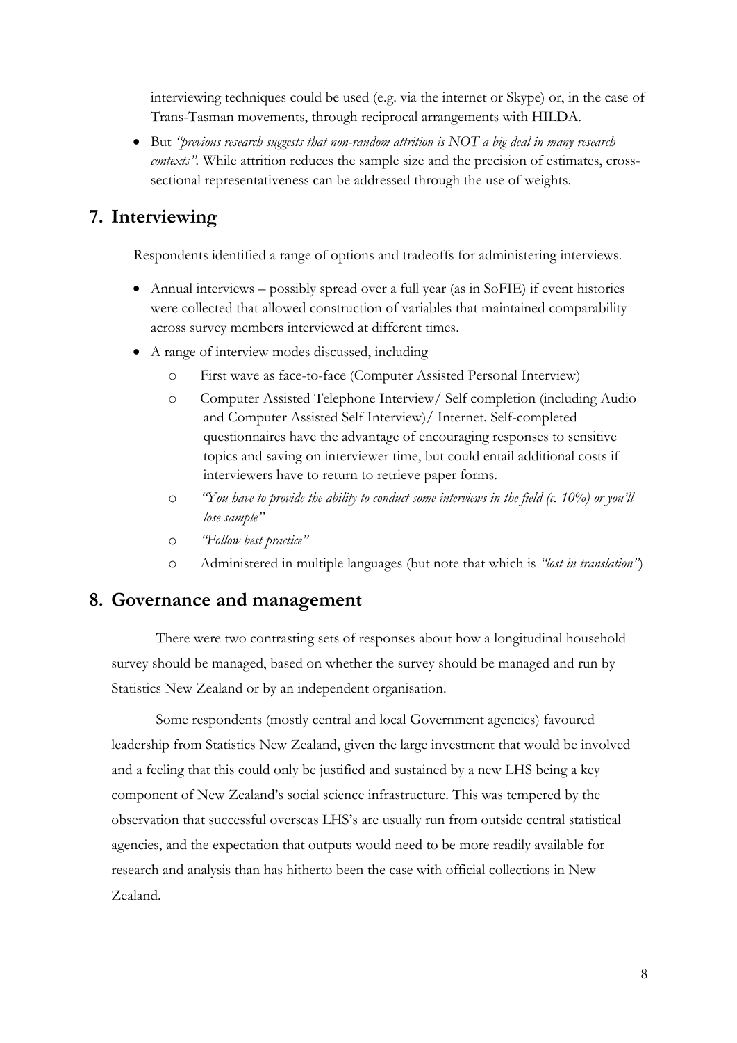interviewing techniques could be used (e.g. via the internet or Skype) or, in the case of Trans-Tasman movements, through reciprocal arrangements with HILDA.

- But *"previous research suggests that non-random attrition is NOT a big deal in many research contexts"*. While attrition reduces the sample size and the precision of estimates, cross-sectional representativeness can be addressed through the use of weights.

## 7. Interviewing

Respondents identified a range of options and tradeoffs for administering interviews.

- Annual interviews – possibly spread over a full year (as in SoFIE) if event histories were collected that allowed construction of variables that maintained comparability across survey members interviewed at different times.
- A range of interview modes discussed, including
  - First wave as face-to-face (Computer Assisted Personal Interview)
  - Computer Assisted Telephone Interview/ Self completion (including Audio and Computer Assisted Self Interview)/ Internet. Self-completed questionnaires have the advantage of encouraging responses to sensitive topics and saving on interviewer time, but could entail additional costs if interviewers have to return to retrieve paper forms.
  - *"You have to provide the ability to conduct some interviews in the field (c. 10%) or you'll lose sample"*
  - *"Follow best practice"*
  - Administered in multiple languages (but note that which is *"lost in translation"*)

## 8. Governance and management

There were two contrasting sets of responses about how a longitudinal household survey should be managed, based on whether the survey should be managed and run by Statistics New Zealand or by an independent organisation.

Some respondents (mostly central and local Government agencies) favoured leadership from Statistics New Zealand, given the large investment that would be involved and a feeling that this could only be justified and sustained by a new LHS being a key component of New Zealand's social science infrastructure. This was tempered by the observation that successful overseas LHS's are usually run from outside central statistical agencies, and the expectation that outputs would need to be more readily available for research and analysis than has hitherto been the case with official collections in New Zealand.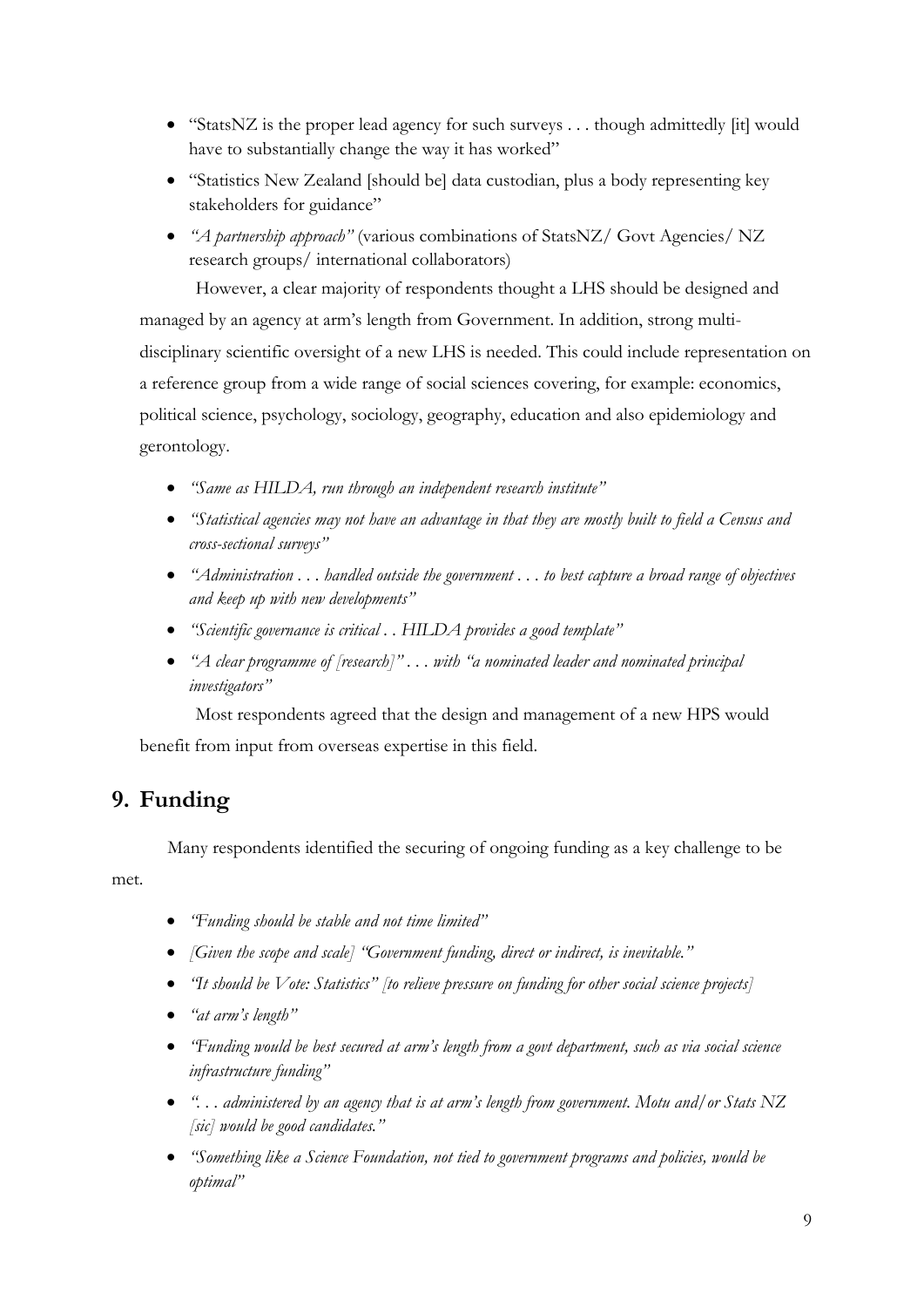- "StatsNZ is the proper lead agency for such surveys . . . though admittedly [it] would have to substantially change the way it has worked"
- "Statistics New Zealand [should be] data custodian, plus a body representing key stakeholders for guidance"
- *"A partnership approach"* (various combinations of StatsNZ/ Govt Agencies/ NZ research groups/ international collaborators)

However, a clear majority of respondents thought a LHS should be designed and managed by an agency at arm's length from Government. In addition, strong multi-disciplinary scientific oversight of a new LHS is needed. This could include representation on a reference group from a wide range of social sciences covering, for example: economics, political science, psychology, sociology, geography, education and also epidemiology and gerontology.

- *"Same as HILDA, run through an independent research institute"*
- *"Statistical agencies may not have an advantage in that they are mostly built to field a Census and cross-sectional surveys"*
- *"Administration . . . handled outside the government . . . to best capture a broad range of objectives and keep up with new developments"*
- *"Scientific governance is critical . . HILDA provides a good template"*
- *"A clear programme of [research]" . . . with "a nominated leader and nominated principal investigators"*

Most respondents agreed that the design and management of a new HPS would benefit from input from overseas expertise in this field.

## 9. Funding

Many respondents identified the securing of ongoing funding as a key challenge to be met.

- *"Funding should be stable and not time limited"*
- *[Given the scope and scale] "Government funding, direct or indirect, is inevitable."*
- *"It should be Vote: Statistics" [to relieve pressure on funding for other social science projects]*
- *"at arm's length"*
- *"Funding would be best secured at arm's length from a govt department, such as via social science infrastructure funding"*
- *". . . administered by an agency that is at arm's length from government. Motu and/or Stats NZ [sic] would be good candidates."*
- *"Something like a Science Foundation, not tied to government programs and policies, would be optimal"*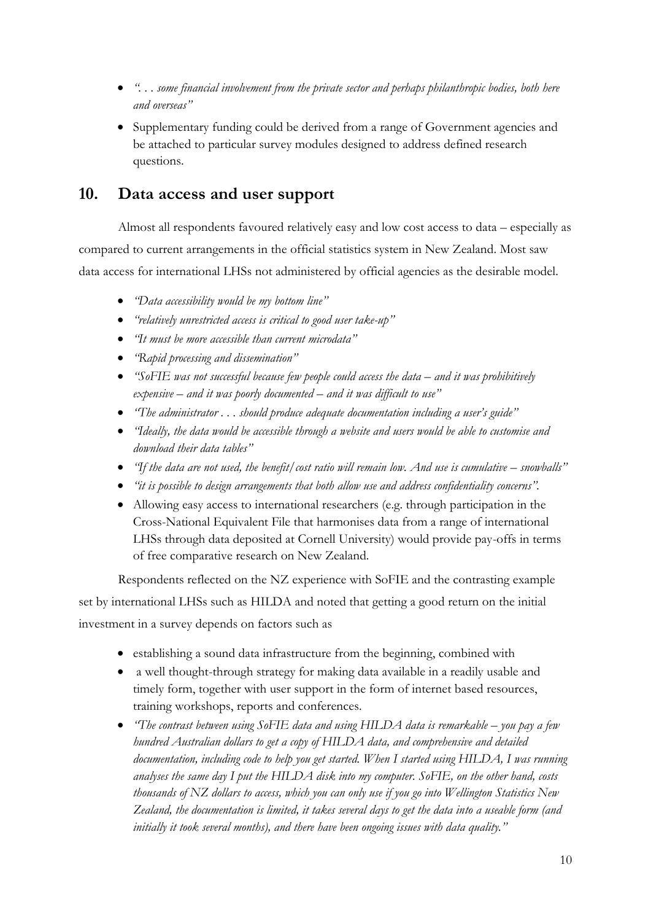- *". . . some financial involvement from the private sector and perhaps philanthropic bodies, both here and overseas"*
- Supplementary funding could be derived from a range of Government agencies and be attached to particular survey modules designed to address defined research questions.

## 10. Data access and user support

Almost all respondents favoured relatively easy and low cost access to data – especially as compared to current arrangements in the official statistics system in New Zealand. Most saw data access for international LHSs not administered by official agencies as the desirable model.

- *"Data accessibility would be my bottom line"*
- *"relatively unrestricted access is critical to good user take-up"*
- *"It must be more accessible than current microdata"*
- *"Rapid processing and dissemination"*
- *"SoFIE was not successful because few people could access the data – and it was prohibitively expensive – and it was poorly documented – and it was difficult to use"*
- *"The administrator . . . should produce adequate documentation including a user's guide"*
- *"Ideally, the data would be accessible through a website and users would be able to customise and download their data tables"*
- *"If the data are not used, the benefit/cost ratio will remain low. And use is cumulative – snowballs"*
- *"it is possible to design arrangements that both allow use and address confidentiality concerns".*
- Allowing easy access to international researchers (e.g. through participation in the Cross-National Equivalent File that harmonises data from a range of international LHSs through data deposited at Cornell University) would provide pay-offs in terms of free comparative research on New Zealand.

Respondents reflected on the NZ experience with SoFIE and the contrasting example set by international LHSs such as HILDA and noted that getting a good return on the initial investment in a survey depends on factors such as

- establishing a sound data infrastructure from the beginning, combined with
- a well thought-through strategy for making data available in a readily usable and timely form, together with user support in the form of internet based resources, training workshops, reports and conferences.
- *"The contrast between using SoFIE data and using HILDA data is remarkable – you pay a few hundred Australian dollars to get a copy of HILDA data, and comprehensive and detailed documentation, including code to help you get started. When I started using HILDA, I was running analyses the same day I put the HILDA disk into my computer. SoFIE, on the other hand, costs thousands of NZ dollars to access, which you can only use if you go into Wellington Statistics New Zealand, the documentation is limited, it takes several days to get the data into a useable form (and initially it took several months), and there have been ongoing issues with data quality."*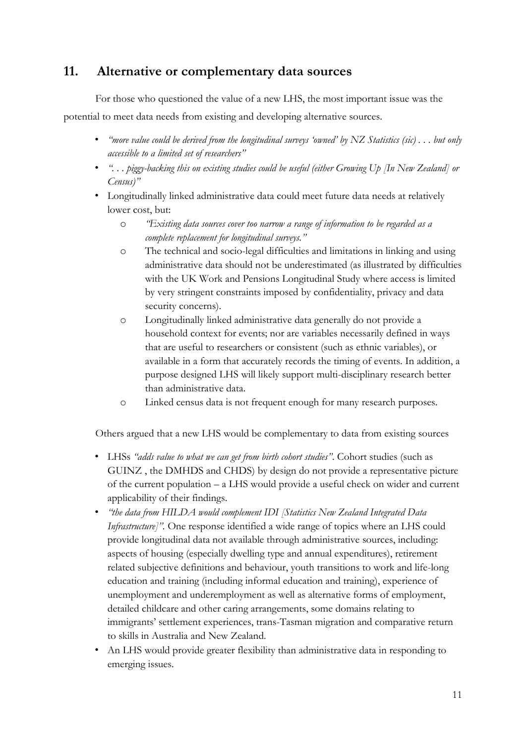## 11. Alternative or complementary data sources

For those who questioned the value of a new LHS, the most important issue was the potential to meet data needs from existing and developing alternative sources.

- *"more value could be derived from the longitudinal surveys 'owned' by NZ Statistics (sic) . . . but only accessible to a limited set of researchers"*
- *". . . piggy-backing this on existing studies could be useful (either Growing Up [In New Zealand] or Census)"*
- Longitudinally linked administrative data could meet future data needs at relatively lower cost, but:
    - *"Existing data sources cover too narrow a range of information to be regarded as a complete replacement for longitudinal surveys."*
    - The technical and socio-legal difficulties and limitations in linking and using administrative data should not be underestimated (as illustrated by difficulties with the UK Work and Pensions Longitudinal Study where access is limited by very stringent constraints imposed by confidentiality, privacy and data security concerns).
    - Longitudinally linked administrative data generally do not provide a household context for events; nor are variables necessarily defined in ways that are useful to researchers or consistent (such as ethnic variables), or available in a form that accurately records the timing of events. In addition, a purpose designed LHS will likely support multi-disciplinary research better than administrative data.
    - Linked census data is not frequent enough for many research purposes.

Others argued that a new LHS would be complementary to data from existing sources

- LHSs *"adds value to what we can get from birth cohort studies"*. Cohort studies (such as GUINZ , the DMHDS and CHDS) by design do not provide a representative picture of the current population – a LHS would provide a useful check on wider and current applicability of their findings.
- *"the data from HILDA would complement IDI [Statistics New Zealand Integrated Data Infrastructure]"*. One response identified a wide range of topics where an LHS could provide longitudinal data not available through administrative sources, including: aspects of housing (especially dwelling type and annual expenditures), retirement related subjective definitions and behaviour, youth transitions to work and life-long education and training (including informal education and training), experience of unemployment and underemployment as well as alternative forms of employment, detailed childcare and other caring arrangements, some domains relating to immigrants' settlement experiences, trans-Tasman migration and comparative return to skills in Australia and New Zealand.
- An LHS would provide greater flexibility than administrative data in responding to emerging issues.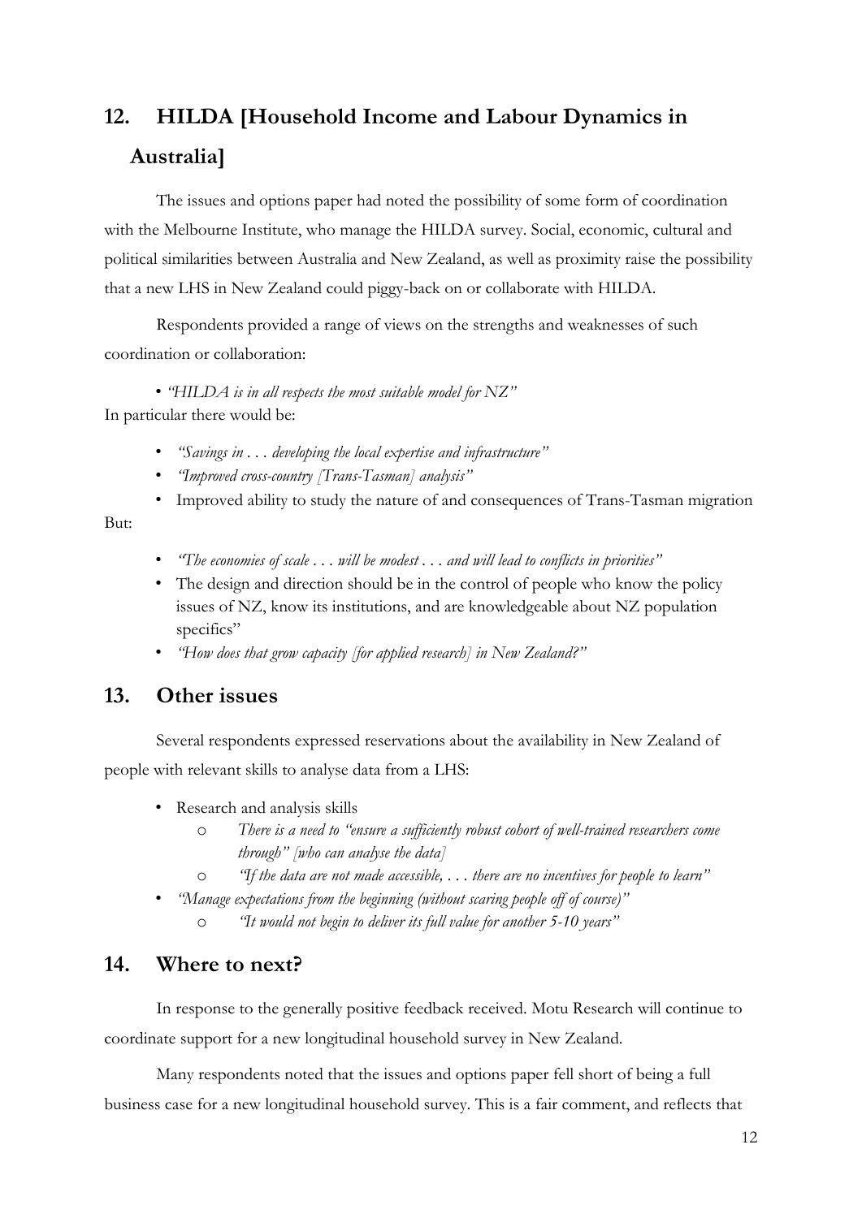## 12. HILDA [Household Income and Labour Dynamics in Australia]

The issues and options paper had noted the possibility of some form of coordination with the Melbourne Institute, who manage the HILDA survey. Social, economic, cultural and political similarities between Australia and New Zealand, as well as proximity raise the possibility that a new LHS in New Zealand could piggy-back on or collaborate with HILDA.

Respondents provided a range of views on the strengths and weaknesses of such coordination or collaboration:

- *"HILDA is in all respects the most suitable model for NZ"*

In particular there would be:

- *"Savings in . . . developing the local expertise and infrastructure"*
- *"Improved cross-country [Trans-Tasman] analysis"*
- Improved ability to study the nature of and consequences of Trans-Tasman migration

But:

- *"The economies of scale . . . will be modest . . . and will lead to conflicts in priorities"*
- The design and direction should be in the control of people who know the policy issues of NZ, know its institutions, and are knowledgeable about NZ population specifics"
- *"How does that grow capacity [for applied research] in New Zealand?"*

## 13. Other issues

Several respondents expressed reservations about the availability in New Zealand of people with relevant skills to analyse data from a LHS:

- Research and analysis skills
    - *There is a need to "ensure a sufficiently robust cohort of well-trained researchers come through" [who can analyse the data]*
    - *"If the data are not made accessible, . . . there are no incentives for people to learn"*
- *"Manage expectations from the beginning (without scaring people off of course)"*
    - *"It would not begin to deliver its full value for another 5-10 years"*

## 14. Where to next?

In response to the generally positive feedback received. Motu Research will continue to coordinate support for a new longitudinal household survey in New Zealand.

Many respondents noted that the issues and options paper fell short of being a full business case for a new longitudinal household survey. This is a fair comment, and reflects that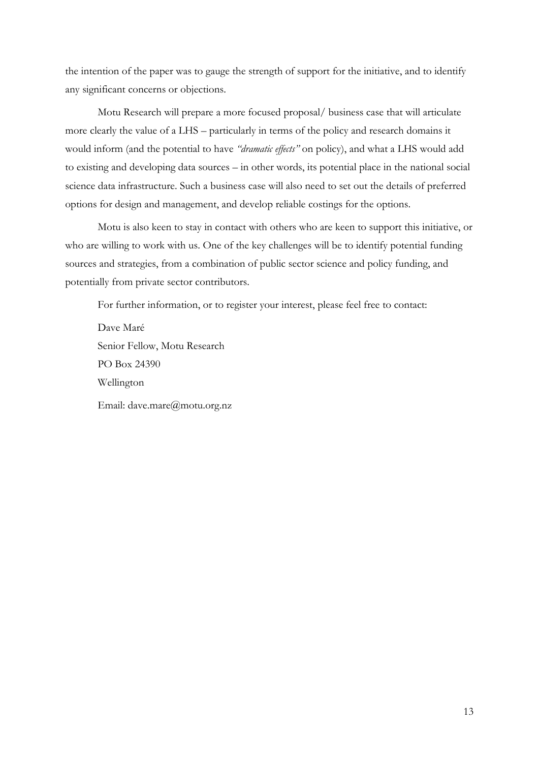the intention of the paper was to gauge the strength of support for the initiative, and to identify any significant concerns or objections.

Motu Research will prepare a more focused proposal/ business case that will articulate more clearly the value of a LHS – particularly in terms of the policy and research domains it would inform (and the potential to have *"dramatic effects"* on policy), and what a LHS would add to existing and developing data sources – in other words, its potential place in the national social science data infrastructure. Such a business case will also need to set out the details of preferred options for design and management, and develop reliable costings for the options.

Motu is also keen to stay in contact with others who are keen to support this initiative, or who are willing to work with us. One of the key challenges will be to identify potential funding sources and strategies, from a combination of public sector science and policy funding, and potentially from private sector contributors.

For further information, or to register your interest, please feel free to contact:

Dave Maré
Senior Fellow, Motu Research
PO Box 24390
Wellington

Email: dave.mare@motu.org.nz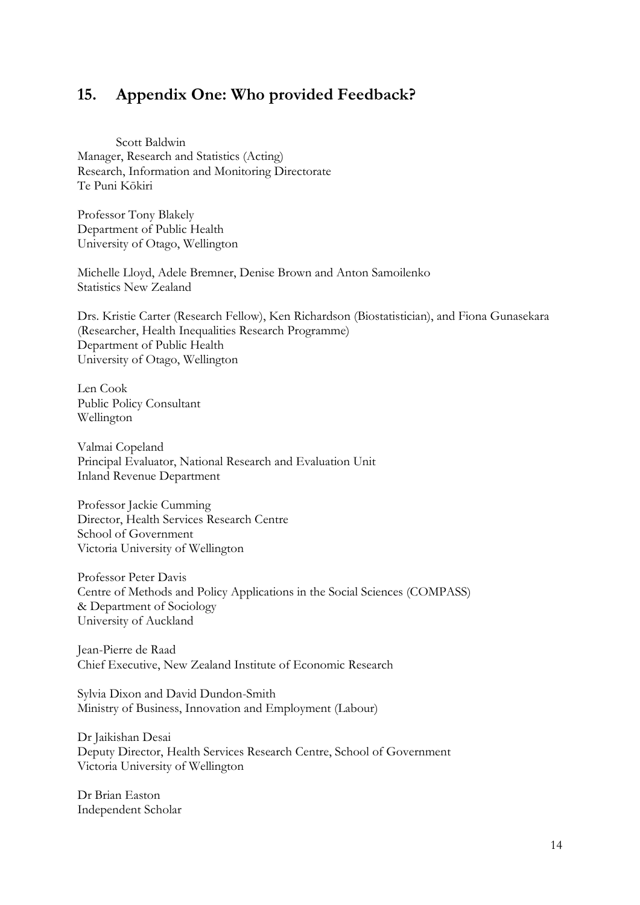## 15. Appendix One: Who provided Feedback?

Scott Baldwin
Manager, Research and Statistics (Acting)
Research, Information and Monitoring Directorate
Te Puni Kōkiri

Professor Tony Blakely
Department of Public Health
University of Otago, Wellington

Michelle Lloyd, Adele Bremner, Denise Brown and Anton Samoilenko
Statistics New Zealand

Drs. Kristie Carter (Research Fellow), Ken Richardson (Biostatistician), and Fiona Gunasekara (Researcher, Health Inequalities Research Programme)
Department of Public Health
University of Otago, Wellington

Len Cook
Public Policy Consultant
Wellington

Valmai Copeland
Principal Evaluator, National Research and Evaluation Unit
Inland Revenue Department

Professor Jackie Cumming
Director, Health Services Research Centre
School of Government
Victoria University of Wellington

Professor Peter Davis
Centre of Methods and Policy Applications in the Social Sciences (COMPASS)
& Department of Sociology
University of Auckland

Jean-Pierre de Raad
Chief Executive, New Zealand Institute of Economic Research

Sylvia Dixon and David Dundon-Smith
Ministry of Business, Innovation and Employment (Labour)

Dr Jaikishan Desai
Deputy Director, Health Services Research Centre, School of Government
Victoria University of Wellington

Dr Brian Easton
Independent Scholar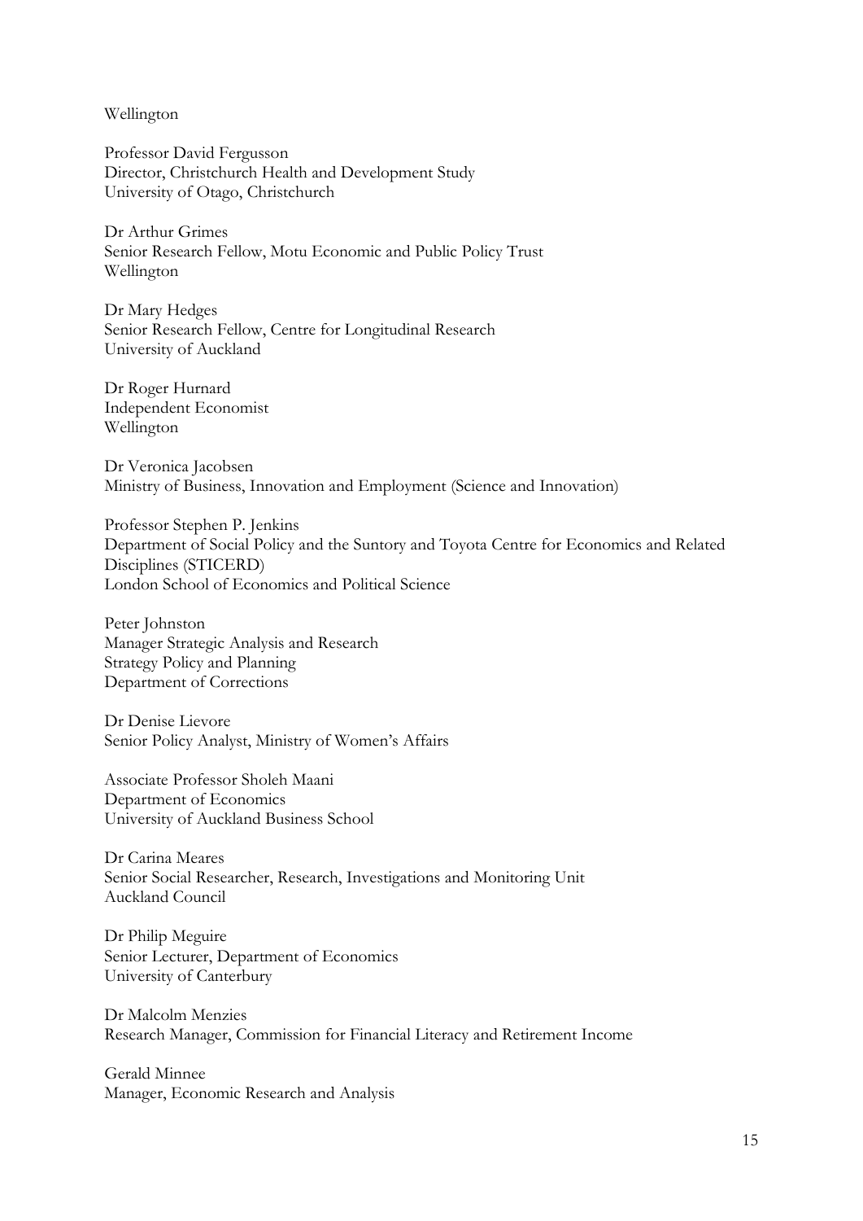Wellington

Professor David Fergusson
Director, Christchurch Health and Development Study
University of Otago, Christchurch

Dr Arthur Grimes
Senior Research Fellow, Motu Economic and Public Policy Trust
Wellington

Dr Mary Hedges
Senior Research Fellow, Centre for Longitudinal Research
University of Auckland

Dr Roger Hurnard
Independent Economist
Wellington

Dr Veronica Jacobsen
Ministry of Business, Innovation and Employment (Science and Innovation)

Professor Stephen P. Jenkins
Department of Social Policy and the Suntory and Toyota Centre for Economics and Related Disciplines (STICERD)
London School of Economics and Political Science

Peter Johnston
Manager Strategic Analysis and Research
Strategy Policy and Planning
Department of Corrections

Dr Denise Lievore
Senior Policy Analyst, Ministry of Women's Affairs

Associate Professor Sholeh Maani
Department of Economics
University of Auckland Business School

Dr Carina Meares
Senior Social Researcher, Research, Investigations and Monitoring Unit
Auckland Council

Dr Philip Meguire
Senior Lecturer, Department of Economics
University of Canterbury

Dr Malcolm Menzies
Research Manager, Commission for Financial Literacy and Retirement Income

Gerald Minnee
Manager, Economic Research and Analysis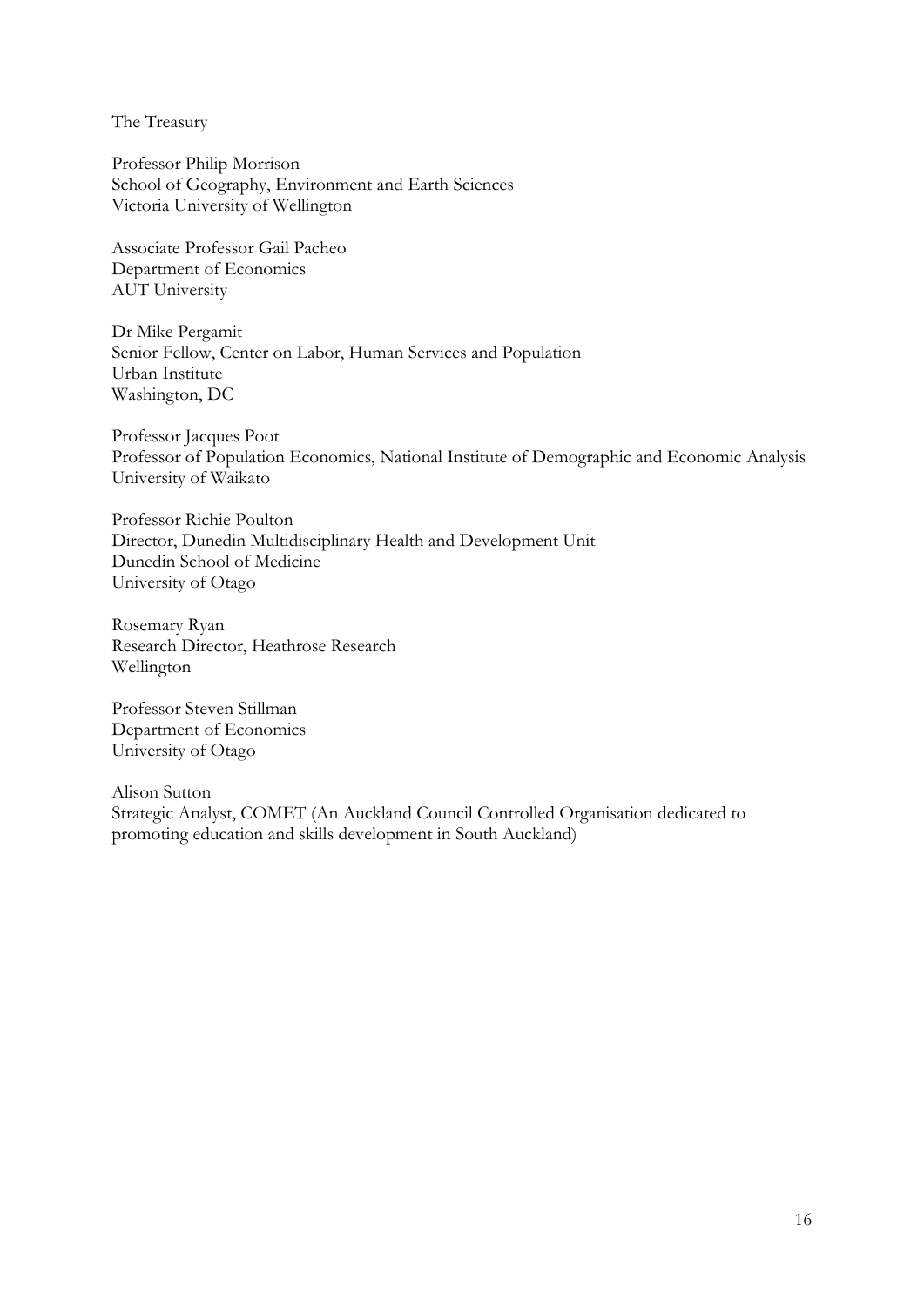The Treasury

Professor Philip Morrison
School of Geography, Environment and Earth Sciences
Victoria University of Wellington

Associate Professor Gail Pacheo
Department of Economics
AUT University

Dr Mike Pergamit
Senior Fellow, Center on Labor, Human Services and Population
Urban Institute
Washington, DC

Professor Jacques Poot
Professor of Population Economics, National Institute of Demographic and Economic Analysis
University of Waikato

Professor Richie Poulton
Director, Dunedin Multidisciplinary Health and Development Unit
Dunedin School of Medicine
University of Otago

Rosemary Ryan
Research Director, Heathrose Research
Wellington

Professor Steven Stillman
Department of Economics
University of Otago

Alison Sutton
Strategic Analyst, COMET (An Auckland Council Controlled Organisation dedicated to promoting education and skills development in South Auckland)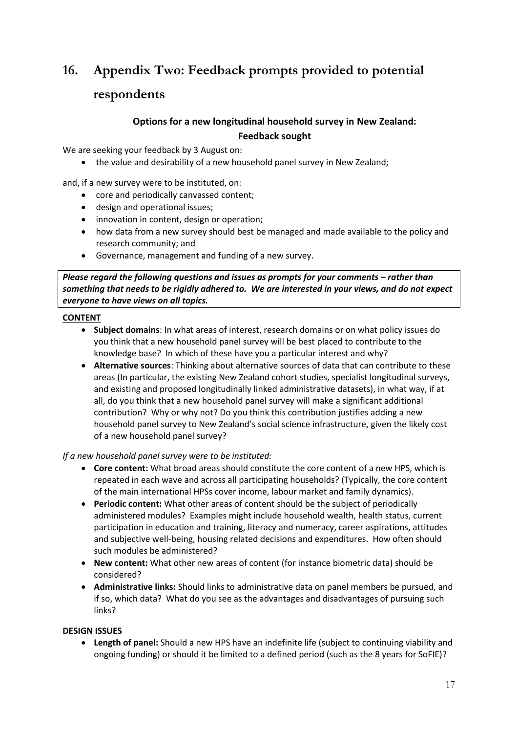# 16. Appendix Two: Feedback prompts provided to potential respondents

**Options for a new longitudinal household survey in New Zealand:**
**Feedback sought**

We are seeking your feedback by 3 August on:

- the value and desirability of a new household panel survey in New Zealand;

and, if a new survey were to be instituted, on:

- core and periodically canvassed content;
- design and operational issues;
- innovation in content, design or operation;
- how data from a new survey should best be managed and made available to the policy and research community; and
- Governance, management and funding of a new survey.

***Please regard the following questions and issues as prompts for your comments – rather than something that needs to be rigidly adhered to. We are interested in your views, and do not expect everyone to have views on all topics.***

**CONTENT**

- **Subject domains**: In what areas of interest, research domains or on what policy issues do you think that a new household panel survey will be best placed to contribute to the knowledge base? In which of these have you a particular interest and why?
- **Alternative sources**: Thinking about alternative sources of data that can contribute to these areas (In particular, the existing New Zealand cohort studies, specialist longitudinal surveys, and existing and proposed longitudinally linked administrative datasets), in what way, if at all, do you think that a new household panel survey will make a significant additional contribution? Why or why not? Do you think this contribution justifies adding a new household panel survey to New Zealand's social science infrastructure, given the likely cost of a new household panel survey?

*If a new household panel survey were to be instituted:*

- **Core content:** What broad areas should constitute the core content of a new HPS, which is repeated in each wave and across all participating households? (Typically, the core content of the main international HPSs cover income, labour market and family dynamics).
- **Periodic content:** What other areas of content should be the subject of periodically administered modules? Examples might include household wealth, health status, current participation in education and training, literacy and numeracy, career aspirations, attitudes and subjective well-being, housing related decisions and expenditures. How often should such modules be administered?
- **New content:** What other new areas of content (for instance biometric data) should be considered?
- **Administrative links:** Should links to administrative data on panel members be pursued, and if so, which data? What do you see as the advantages and disadvantages of pursuing such links?

**DESIGN ISSUES**

- **Length of panel:** Should a new HPS have an indefinite life (subject to continuing viability and ongoing funding) or should it be limited to a defined period (such as the 8 years for SoFIE)?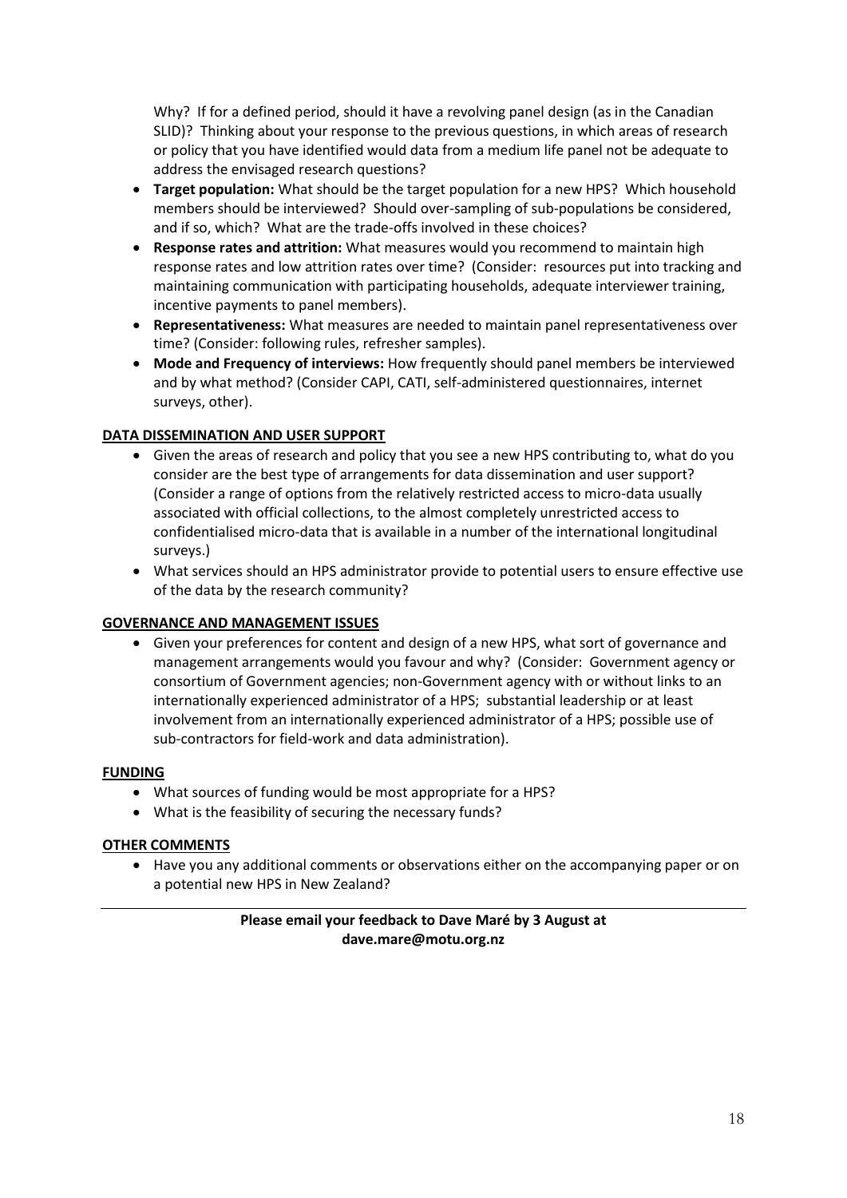Why? If for a defined period, should it have a revolving panel design (as in the Canadian SLID)? Thinking about your response to the previous questions, in which areas of research or policy that you have identified would data from a medium life panel not be adequate to address the envisaged research questions?

- **Target population:** What should be the target population for a new HPS? Which household members should be interviewed? Should over-sampling of sub-populations be considered, and if so, which? What are the trade-offs involved in these choices?
- **Response rates and attrition:** What measures would you recommend to maintain high response rates and low attrition rates over time? (Consider: resources put into tracking and maintaining communication with participating households, adequate interviewer training, incentive payments to panel members).
- **Representativeness:** What measures are needed to maintain panel representativeness over time? (Consider: following rules, refresher samples).
- **Mode and Frequency of interviews:** How frequently should panel members be interviewed and by what method? (Consider CAPI, CATI, self-administered questionnaires, internet surveys, other).

**DATA DISSEMINATION AND USER SUPPORT**

- Given the areas of research and policy that you see a new HPS contributing to, what do you consider are the best type of arrangements for data dissemination and user support? (Consider a range of options from the relatively restricted access to micro-data usually associated with official collections, to the almost completely unrestricted access to confidentialised micro-data that is available in a number of the international longitudinal surveys.)
- What services should an HPS administrator provide to potential users to ensure effective use of the data by the research community?

**GOVERNANCE AND MANAGEMENT ISSUES**

- Given your preferences for content and design of a new HPS, what sort of governance and management arrangements would you favour and why? (Consider: Government agency or consortium of Government agencies; non-Government agency with or without links to an internationally experienced administrator of a HPS; substantial leadership or at least involvement from an internationally experienced administrator of a HPS; possible use of sub-contractors for field-work and data administration).

**FUNDING**

- What sources of funding would be most appropriate for a HPS?
- What is the feasibility of securing the necessary funds?

**OTHER COMMENTS**

- Have you any additional comments or observations either on the accompanying paper or on a potential new HPS in New Zealand?

---

**Please email your feedback to Dave Maré by 3 August at dave.mare@motu.org.nz**